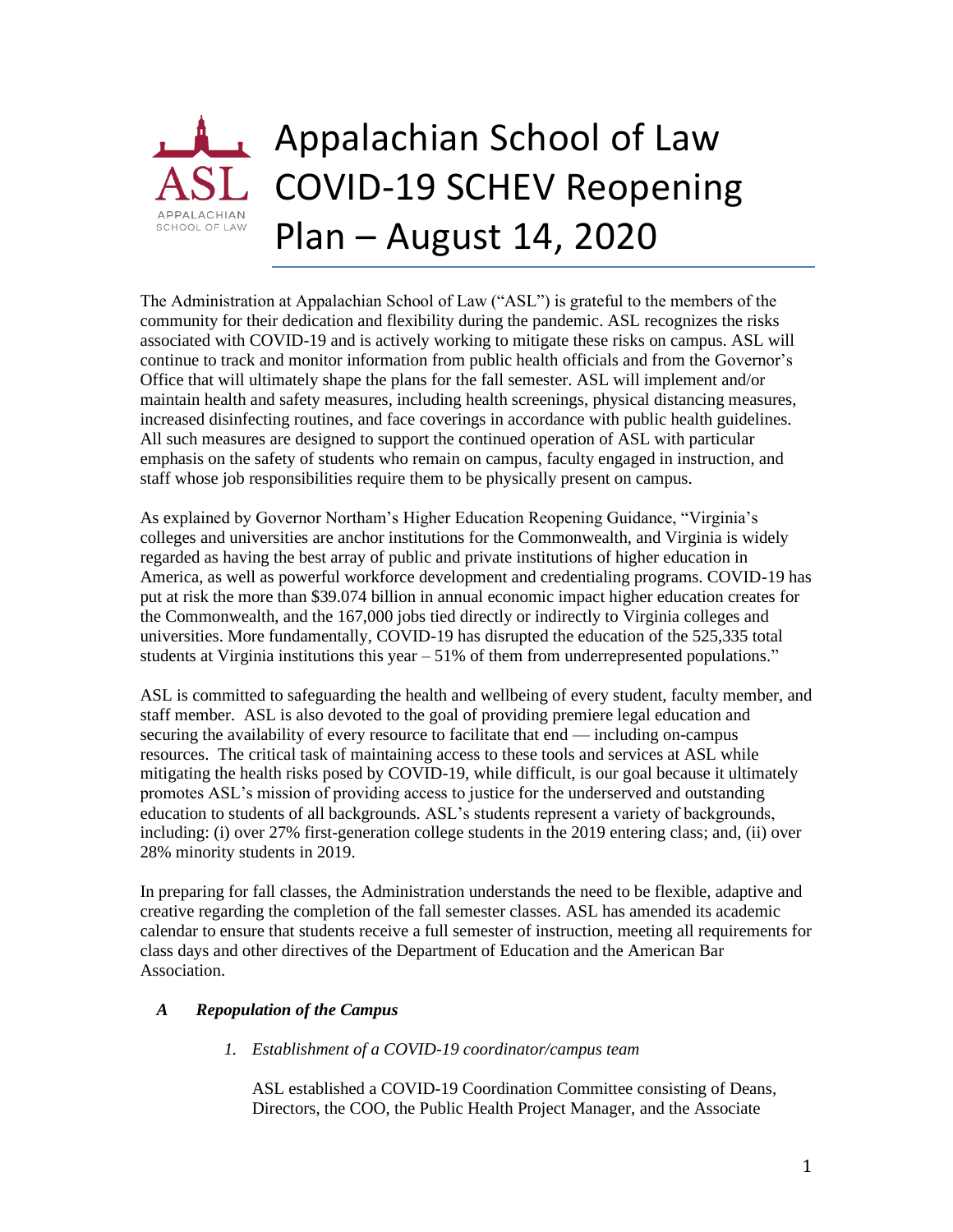# Appalachian School of Law COVID-19 SCHEV Reopening Plan – August 14, 2020

The Administration at Appalachian School of Law ("ASL") is grateful to the members of the community for their dedication and flexibility during the pandemic. ASL recognizes the risks associated with COVID-19 and is actively working to mitigate these risks on campus. ASL will continue to track and monitor information from public health officials and from the Governor's Office that will ultimately shape the plans for the fall semester. ASL will implement and/or maintain health and safety measures, including health screenings, physical distancing measures, increased disinfecting routines, and face coverings in accordance with public health guidelines. All such measures are designed to support the continued operation of ASL with particular emphasis on the safety of students who remain on campus, faculty engaged in instruction, and staff whose job responsibilities require them to be physically present on campus.

As explained by Governor Northam's Higher Education Reopening Guidance, "Virginia's colleges and universities are anchor institutions for the Commonwealth, and Virginia is widely regarded as having the best array of public and private institutions of higher education in America, as well as powerful workforce development and credentialing programs. COVID-19 has put at risk the more than $39.074 billion in annual economic impact higher education creates for the Commonwealth, and the 167,000 jobs tied directly or indirectly to Virginia colleges and universities. More fundamentally, COVID-19 has disrupted the education of the 525,335 total students at Virginia institutions this year – 51% of them from underrepresented populations."

ASL is committed to safeguarding the health and wellbeing of every student, faculty member, and staff member. ASL is also devoted to the goal of providing premiere legal education and securing the availability of every resource to facilitate that end — including on-campus resources. The critical task of maintaining access to these tools and services at ASL while mitigating the health risks posed by COVID-19, while difficult, is our goal because it ultimately promotes ASL's mission of providing access to justice for the underserved and outstanding education to students of all backgrounds. ASL's students represent a variety of backgrounds, including: (i) over 27% first-generation college students in the 2019 entering class; and, (ii) over 28% minority students in 2019.

In preparing for fall classes, the Administration understands the need to be flexible, adaptive and creative regarding the completion of the fall semester classes. ASL has amended its academic calendar to ensure that students receive a full semester of instruction, meeting all requirements for class days and other directives of the Department of Education and the American Bar Association.

***A Repopulation of the Campus***

*1. Establishment of a COVID-19 coordinator/campus team*

ASL established a COVID-19 Coordination Committee consisting of Deans, Directors, the COO, the Public Health Project Manager, and the Associate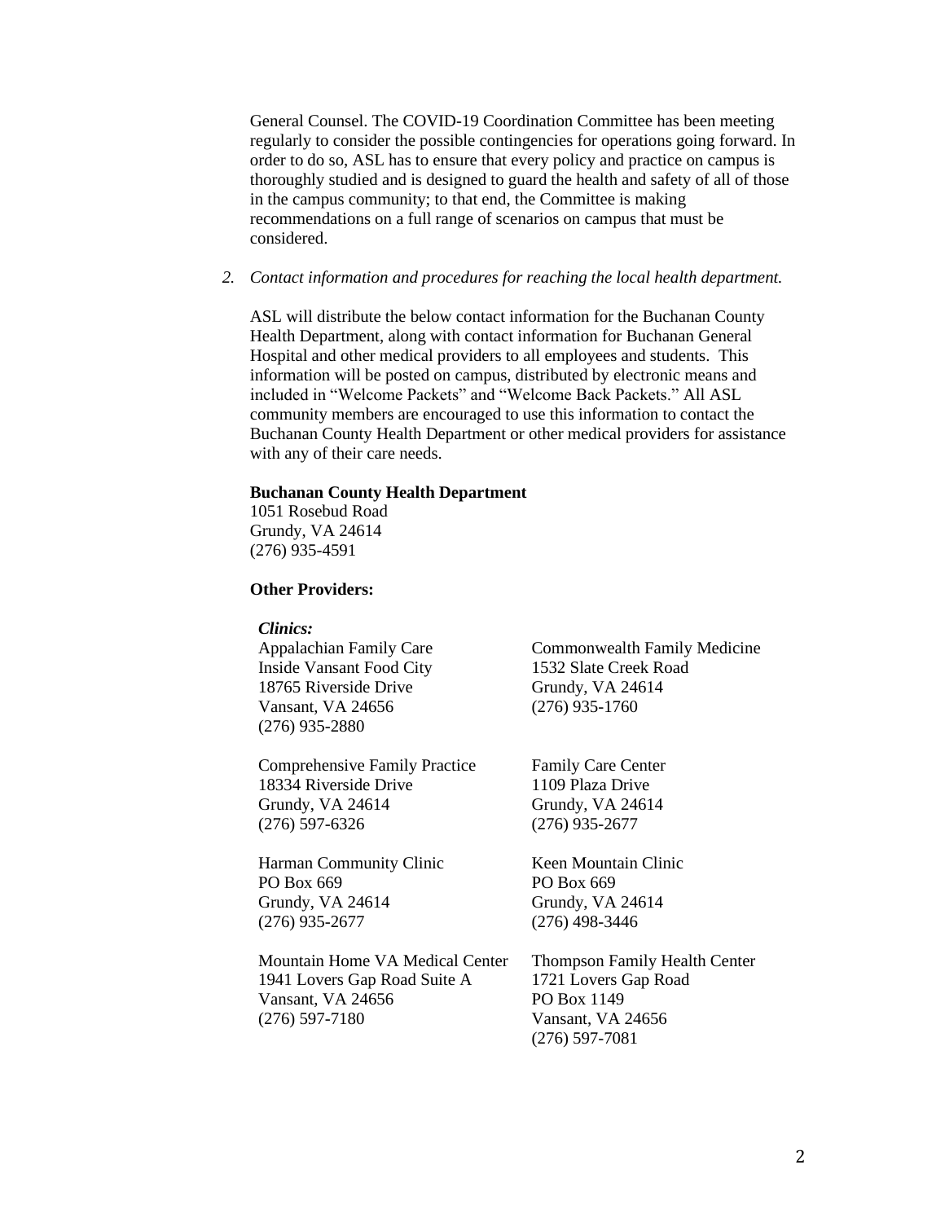General Counsel. The COVID-19 Coordination Committee has been meeting regularly to consider the possible contingencies for operations going forward. In order to do so, ASL has to ensure that every policy and practice on campus is thoroughly studied and is designed to guard the health and safety of all of those in the campus community; to that end, the Committee is making recommendations on a full range of scenarios on campus that must be considered.

2. *Contact information and procedures for reaching the local health department.*

ASL will distribute the below contact information for the Buchanan County Health Department, along with contact information for Buchanan General Hospital and other medical providers to all employees and students. This information will be posted on campus, distributed by electronic means and included in "Welcome Packets" and "Welcome Back Packets." All ASL community members are encouraged to use this information to contact the Buchanan County Health Department or other medical providers for assistance with any of their care needs.

**Buchanan County Health Department**
1051 Rosebud Road
Grundy, VA 24614
(276) 935-4591

**Other Providers:**

***Clinics:***

Appalachian Family Care
Inside Vansant Food City
18765 Riverside Drive
Vansant, VA 24656
(276) 935-2880

Commonwealth Family Medicine
1532 Slate Creek Road
Grundy, VA 24614
(276) 935-1760

Comprehensive Family Practice
18334 Riverside Drive
Grundy, VA 24614
(276) 597-6326

Family Care Center
1109 Plaza Drive
Grundy, VA 24614
(276) 935-2677

Harman Community Clinic
PO Box 669
Grundy, VA 24614
(276) 935-2677

Keen Mountain Clinic
PO Box 669
Grundy, VA 24614
(276) 498-3446

Mountain Home VA Medical Center
1941 Lovers Gap Road Suite A
Vansant, VA 24656
(276) 597-7180

Thompson Family Health Center
1721 Lovers Gap Road
PO Box 1149
Vansant, VA 24656
(276) 597-7081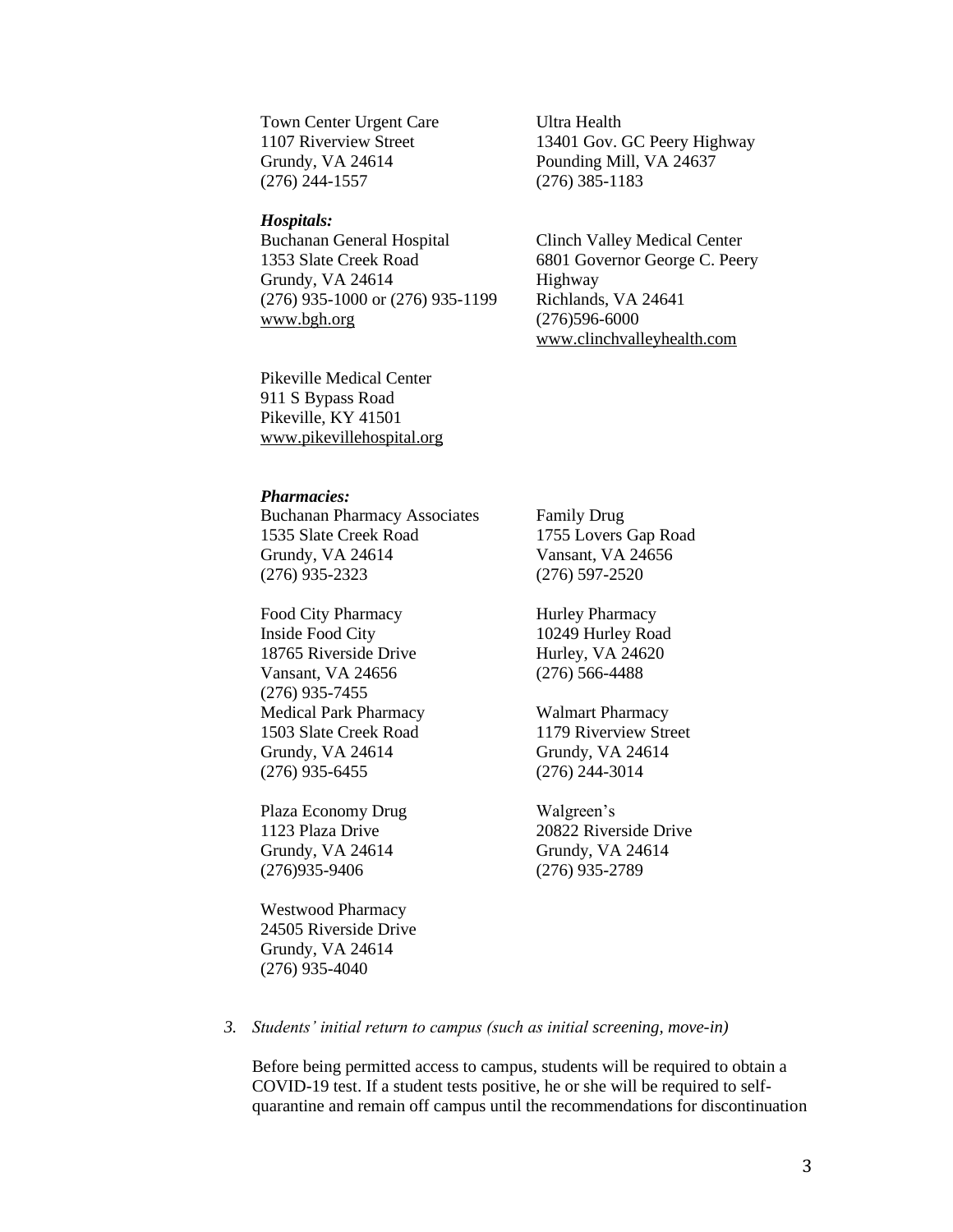Town Center Urgent Care
1107 Riverview Street
Grundy, VA 24614
(276) 244-1557

Ultra Health
13401 Gov. GC Peery Highway
Pounding Mill, VA 24637
(276) 385-1183

***Hospitals:***

Buchanan General Hospital
1353 Slate Creek Road
Grundy, VA 24614
(276) 935-1000 or (276) 935-1199
www.bgh.org

Clinch Valley Medical Center
6801 Governor George C. Peery Highway
Richlands, VA 24641
(276)596-6000
www.clinchvalleyhealth.com

Pikeville Medical Center
911 S Bypass Road
Pikeville, KY 41501
www.pikevillehospital.org

***Pharmacies:***

Buchanan Pharmacy Associates
1535 Slate Creek Road
Grundy, VA 24614
(276) 935-2323

Family Drug
1755 Lovers Gap Road
Vansant, VA 24656
(276) 597-2520

Food City Pharmacy
Inside Food City
18765 Riverside Drive
Vansant, VA 24656
(276) 935-7455

Hurley Pharmacy
10249 Hurley Road
Hurley, VA 24620
(276) 566-4488

Medical Park Pharmacy
1503 Slate Creek Road
Grundy, VA 24614
(276) 935-6455

Walmart Pharmacy
1179 Riverview Street
Grundy, VA 24614
(276) 244-3014

Plaza Economy Drug
1123 Plaza Drive
Grundy, VA 24614
(276)935-9406

Walgreen's
20822 Riverside Drive
Grundy, VA 24614
(276) 935-2789

Westwood Pharmacy
24505 Riverside Drive
Grundy, VA 24614
(276) 935-4040

3. *Students' initial return to campus (such as initial screening, move-in)*

Before being permitted access to campus, students will be required to obtain a COVID-19 test. If a student tests positive, he or she will be required to self-quarantine and remain off campus until the recommendations for discontinuation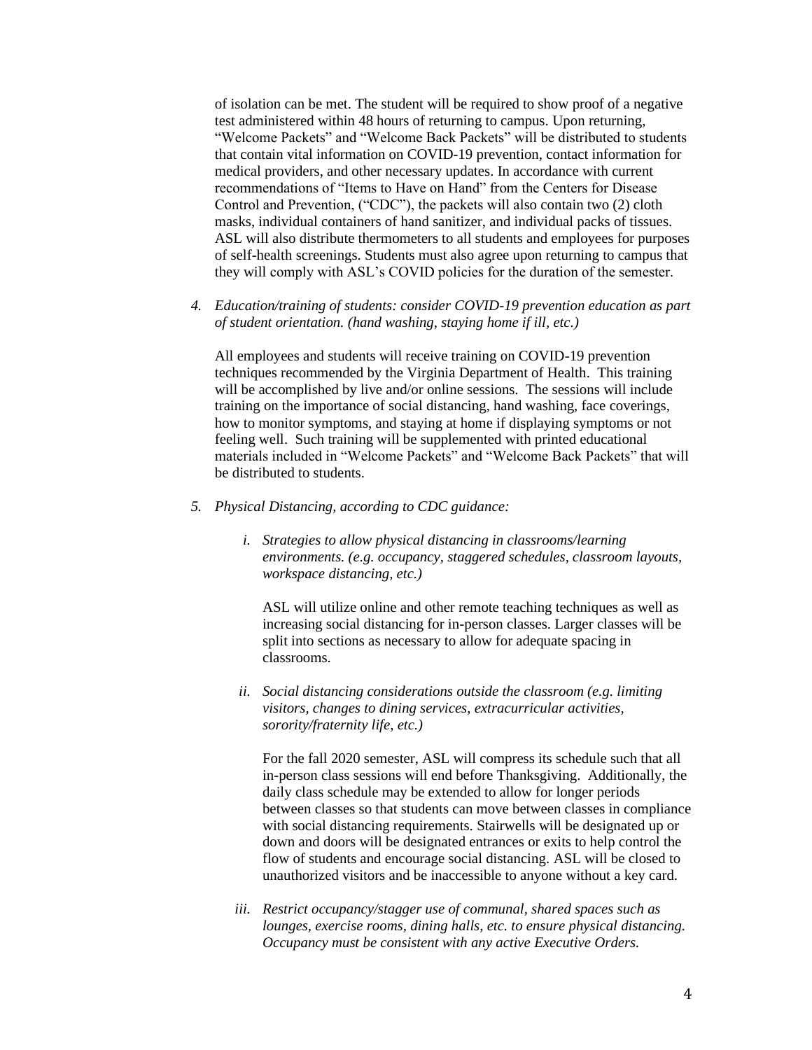of isolation can be met. The student will be required to show proof of a negative test administered within 48 hours of returning to campus. Upon returning, "Welcome Packets" and "Welcome Back Packets" will be distributed to students that contain vital information on COVID-19 prevention, contact information for medical providers, and other necessary updates. In accordance with current recommendations of "Items to Have on Hand" from the Centers for Disease Control and Prevention, ("CDC"), the packets will also contain two (2) cloth masks, individual containers of hand sanitizer, and individual packs of tissues. ASL will also distribute thermometers to all students and employees for purposes of self-health screenings. Students must also agree upon returning to campus that they will comply with ASL's COVID policies for the duration of the semester.

4. *Education/training of students: consider COVID-19 prevention education as part of student orientation. (hand washing, staying home if ill, etc.)*

   All employees and students will receive training on COVID-19 prevention techniques recommended by the Virginia Department of Health. This training will be accomplished by live and/or online sessions. The sessions will include training on the importance of social distancing, hand washing, face coverings, how to monitor symptoms, and staying at home if displaying symptoms or not feeling well. Such training will be supplemented with printed educational materials included in "Welcome Packets" and "Welcome Back Packets" that will be distributed to students.

5. *Physical Distancing, according to CDC guidance:*

   i. *Strategies to allow physical distancing in classrooms/learning environments. (e.g. occupancy, staggered schedules, classroom layouts, workspace distancing, etc.)*

      ASL will utilize online and other remote teaching techniques as well as increasing social distancing for in-person classes. Larger classes will be split into sections as necessary to allow for adequate spacing in classrooms.

   ii. *Social distancing considerations outside the classroom (e.g. limiting visitors, changes to dining services, extracurricular activities, sorority/fraternity life, etc.)*

      For the fall 2020 semester, ASL will compress its schedule such that all in-person class sessions will end before Thanksgiving. Additionally, the daily class schedule may be extended to allow for longer periods between classes so that students can move between classes in compliance with social distancing requirements. Stairwells will be designated up or down and doors will be designated entrances or exits to help control the flow of students and encourage social distancing. ASL will be closed to unauthorized visitors and be inaccessible to anyone without a key card.

   iii. *Restrict occupancy/stagger use of communal, shared spaces such as lounges, exercise rooms, dining halls, etc. to ensure physical distancing. Occupancy must be consistent with any active Executive Orders.*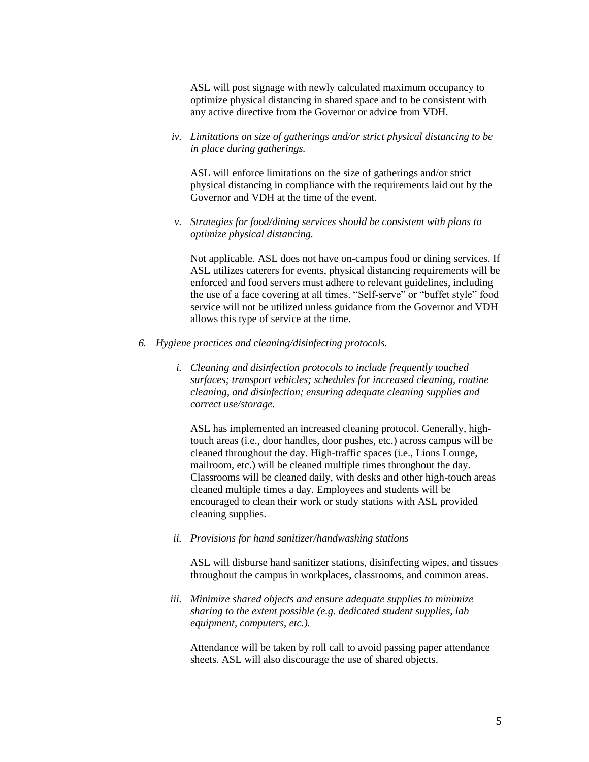ASL will post signage with newly calculated maximum occupancy to optimize physical distancing in shared space and to be consistent with any active directive from the Governor or advice from VDH.

*iv. Limitations on size of gatherings and/or strict physical distancing to be in place during gatherings.*

ASL will enforce limitations on the size of gatherings and/or strict physical distancing in compliance with the requirements laid out by the Governor and VDH at the time of the event.

*v. Strategies for food/dining services should be consistent with plans to optimize physical distancing.*

Not applicable. ASL does not have on-campus food or dining services. If ASL utilizes caterers for events, physical distancing requirements will be enforced and food servers must adhere to relevant guidelines, including the use of a face covering at all times. "Self-serve" or "buffet style" food service will not be utilized unless guidance from the Governor and VDH allows this type of service at the time.

*6. Hygiene practices and cleaning/disinfecting protocols.*

*i. Cleaning and disinfection protocols to include frequently touched surfaces; transport vehicles; schedules for increased cleaning, routine cleaning, and disinfection; ensuring adequate cleaning supplies and correct use/storage.*

ASL has implemented an increased cleaning protocol. Generally, high-touch areas (i.e., door handles, door pushes, etc.) across campus will be cleaned throughout the day. High-traffic spaces (i.e., Lions Lounge, mailroom, etc.) will be cleaned multiple times throughout the day. Classrooms will be cleaned daily, with desks and other high-touch areas cleaned multiple times a day. Employees and students will be encouraged to clean their work or study stations with ASL provided cleaning supplies.

*ii. Provisions for hand sanitizer/handwashing stations*

ASL will disburse hand sanitizer stations, disinfecting wipes, and tissues throughout the campus in workplaces, classrooms, and common areas.

*iii. Minimize shared objects and ensure adequate supplies to minimize sharing to the extent possible (e.g. dedicated student supplies, lab equipment, computers, etc.).*

Attendance will be taken by roll call to avoid passing paper attendance sheets. ASL will also discourage the use of shared objects.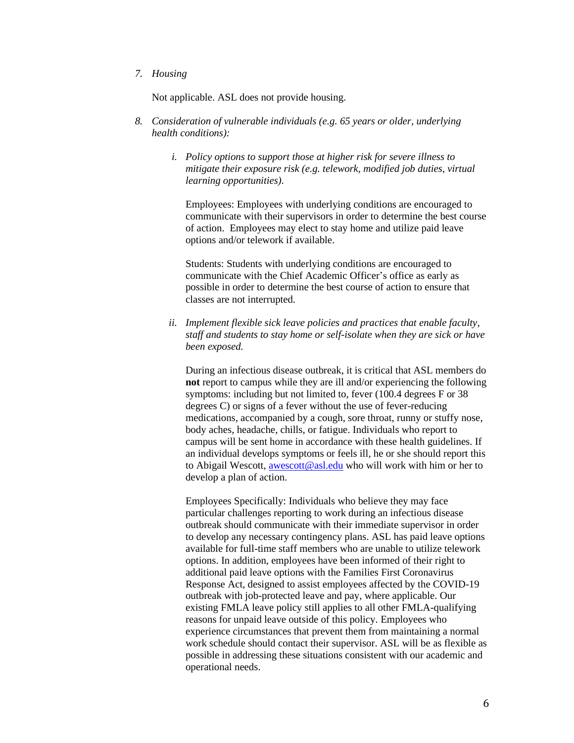7. *Housing*

   Not applicable. ASL does not provide housing.

8. *Consideration of vulnerable individuals (e.g. 65 years or older, underlying health conditions):*

   i. *Policy options to support those at higher risk for severe illness to mitigate their exposure risk (e.g. telework, modified job duties, virtual learning opportunities).*

      Employees: Employees with underlying conditions are encouraged to communicate with their supervisors in order to determine the best course of action. Employees may elect to stay home and utilize paid leave options and/or telework if available.

      Students: Students with underlying conditions are encouraged to communicate with the Chief Academic Officer's office as early as possible in order to determine the best course of action to ensure that classes are not interrupted.

   ii. *Implement flexible sick leave policies and practices that enable faculty, staff and students to stay home or self-isolate when they are sick or have been exposed.*

      During an infectious disease outbreak, it is critical that ASL members do **not** report to campus while they are ill and/or experiencing the following symptoms: including but not limited to, fever (100.4 degrees F or 38 degrees C) or signs of a fever without the use of fever-reducing medications, accompanied by a cough, sore throat, runny or stuffy nose, body aches, headache, chills, or fatigue. Individuals who report to campus will be sent home in accordance with these health guidelines. If an individual develops symptoms or feels ill, he or she should report this to Abigail Wescott, [awescott@asl.edu](mailto:awescott@asl.edu) who will work with him or her to develop a plan of action.

      Employees Specifically: Individuals who believe they may face particular challenges reporting to work during an infectious disease outbreak should communicate with their immediate supervisor in order to develop any necessary contingency plans. ASL has paid leave options available for full-time staff members who are unable to utilize telework options. In addition, employees have been informed of their right to additional paid leave options with the Families First Coronavirus Response Act, designed to assist employees affected by the COVID-19 outbreak with job-protected leave and pay, where applicable. Our existing FMLA leave policy still applies to all other FMLA-qualifying reasons for unpaid leave outside of this policy. Employees who experience circumstances that prevent them from maintaining a normal work schedule should contact their supervisor. ASL will be as flexible as possible in addressing these situations consistent with our academic and operational needs.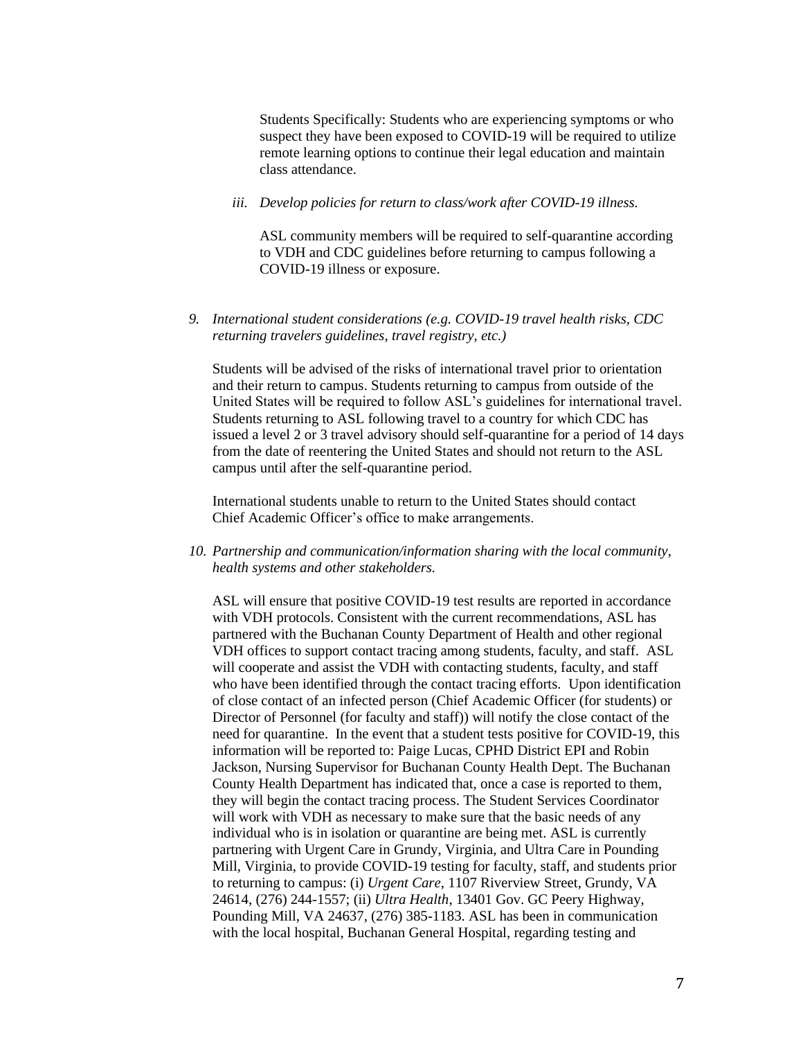Students Specifically: Students who are experiencing symptoms or who suspect they have been exposed to COVID-19 will be required to utilize remote learning options to continue their legal education and maintain class attendance.

*iii. Develop policies for return to class/work after COVID-19 illness.*

ASL community members will be required to self-quarantine according to VDH and CDC guidelines before returning to campus following a COVID-19 illness or exposure.

*9. International student considerations (e.g. COVID-19 travel health risks, CDC returning travelers guidelines, travel registry, etc.)*

Students will be advised of the risks of international travel prior to orientation and their return to campus. Students returning to campus from outside of the United States will be required to follow ASL's guidelines for international travel. Students returning to ASL following travel to a country for which CDC has issued a level 2 or 3 travel advisory should self-quarantine for a period of 14 days from the date of reentering the United States and should not return to the ASL campus until after the self-quarantine period.

International students unable to return to the United States should contact Chief Academic Officer's office to make arrangements.

*10. Partnership and communication/information sharing with the local community, health systems and other stakeholders.*

ASL will ensure that positive COVID-19 test results are reported in accordance with VDH protocols. Consistent with the current recommendations, ASL has partnered with the Buchanan County Department of Health and other regional VDH offices to support contact tracing among students, faculty, and staff. ASL will cooperate and assist the VDH with contacting students, faculty, and staff who have been identified through the contact tracing efforts. Upon identification of close contact of an infected person (Chief Academic Officer (for students) or Director of Personnel (for faculty and staff)) will notify the close contact of the need for quarantine. In the event that a student tests positive for COVID-19, this information will be reported to: Paige Lucas, CPHD District EPI and Robin Jackson, Nursing Supervisor for Buchanan County Health Dept. The Buchanan County Health Department has indicated that, once a case is reported to them, they will begin the contact tracing process. The Student Services Coordinator will work with VDH as necessary to make sure that the basic needs of any individual who is in isolation or quarantine are being met. ASL is currently partnering with Urgent Care in Grundy, Virginia, and Ultra Care in Pounding Mill, Virginia, to provide COVID-19 testing for faculty, staff, and students prior to returning to campus: (i) *Urgent Care*, 1107 Riverview Street, Grundy, VA 24614, (276) 244-1557; (ii) *Ultra Health*, 13401 Gov. GC Peery Highway, Pounding Mill, VA 24637, (276) 385-1183. ASL has been in communication with the local hospital, Buchanan General Hospital, regarding testing and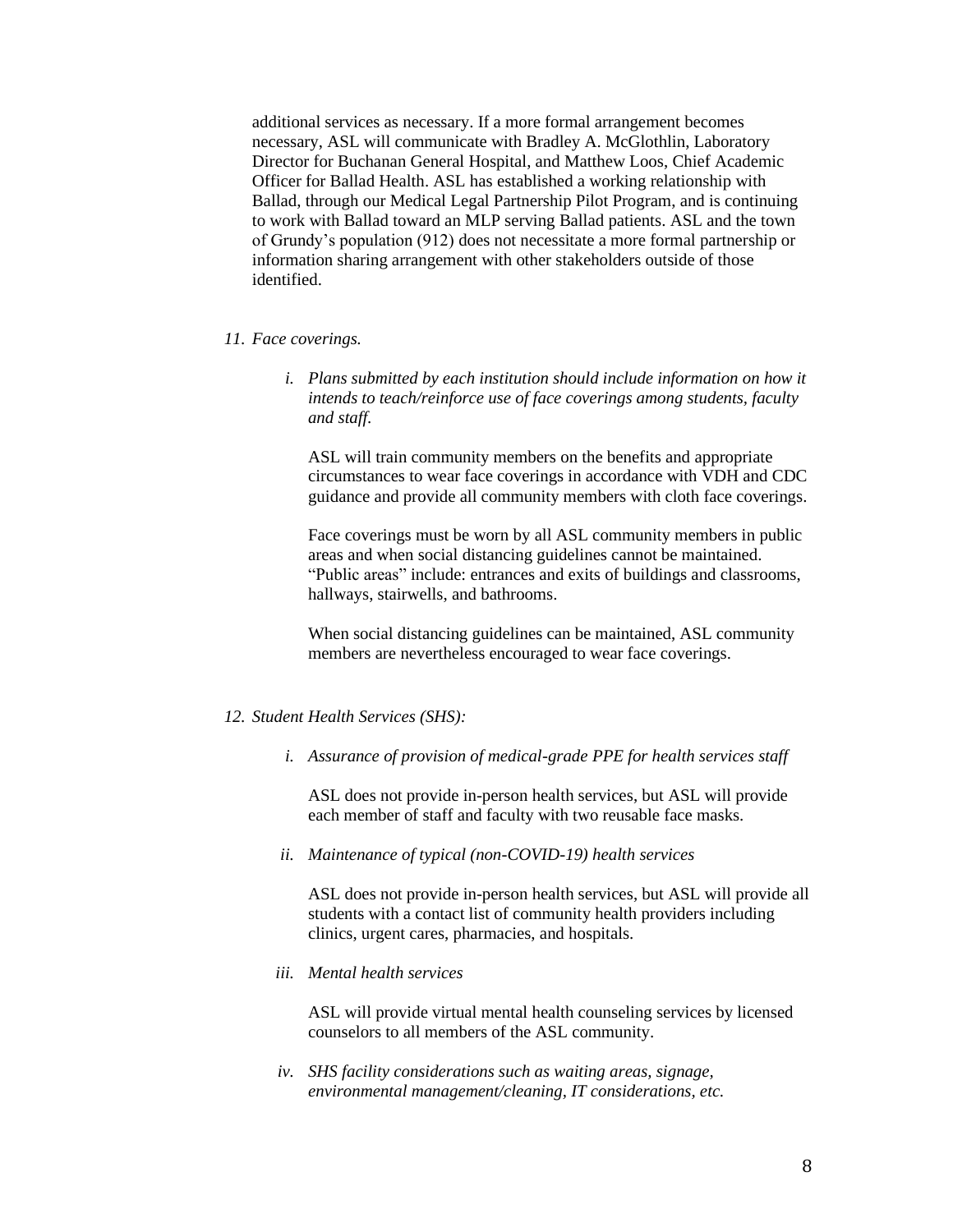additional services as necessary. If a more formal arrangement becomes necessary, ASL will communicate with Bradley A. McGlothlin, Laboratory Director for Buchanan General Hospital, and Matthew Loos, Chief Academic Officer for Ballad Health. ASL has established a working relationship with Ballad, through our Medical Legal Partnership Pilot Program, and is continuing to work with Ballad toward an MLP serving Ballad patients. ASL and the town of Grundy's population (912) does not necessitate a more formal partnership or information sharing arrangement with other stakeholders outside of those identified.

11. *Face coverings.*

    i. *Plans submitted by each institution should include information on how it intends to teach/reinforce use of face coverings among students, faculty and staff.*

       ASL will train community members on the benefits and appropriate circumstances to wear face coverings in accordance with VDH and CDC guidance and provide all community members with cloth face coverings.

       Face coverings must be worn by all ASL community members in public areas and when social distancing guidelines cannot be maintained. "Public areas" include: entrances and exits of buildings and classrooms, hallways, stairwells, and bathrooms.

       When social distancing guidelines can be maintained, ASL community members are nevertheless encouraged to wear face coverings.

12. *Student Health Services (SHS):*

    i. *Assurance of provision of medical-grade PPE for health services staff*

       ASL does not provide in-person health services, but ASL will provide each member of staff and faculty with two reusable face masks.

    ii. *Maintenance of typical (non-COVID-19) health services*

        ASL does not provide in-person health services, but ASL will provide all students with a contact list of community health providers including clinics, urgent cares, pharmacies, and hospitals.

    iii. *Mental health services*

         ASL will provide virtual mental health counseling services by licensed counselors to all members of the ASL community.

    iv. *SHS facility considerations such as waiting areas, signage, environmental management/cleaning, IT considerations, etc.*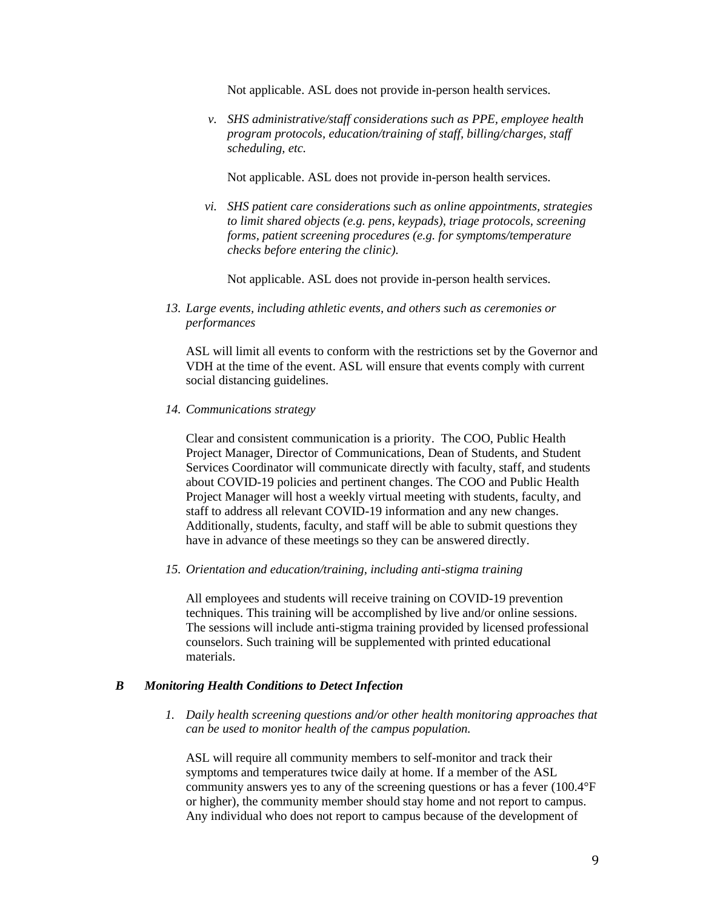Not applicable. ASL does not provide in-person health services.

*v. SHS administrative/staff considerations such as PPE, employee health program protocols, education/training of staff, billing/charges, staff scheduling, etc.*

Not applicable. ASL does not provide in-person health services.

*vi. SHS patient care considerations such as online appointments, strategies to limit shared objects (e.g. pens, keypads), triage protocols, screening forms, patient screening procedures (e.g. for symptoms/temperature checks before entering the clinic).*

Not applicable. ASL does not provide in-person health services.

*13. Large events, including athletic events, and others such as ceremonies or performances*

ASL will limit all events to conform with the restrictions set by the Governor and VDH at the time of the event. ASL will ensure that events comply with current social distancing guidelines.

*14. Communications strategy*

Clear and consistent communication is a priority. The COO, Public Health Project Manager, Director of Communications, Dean of Students, and Student Services Coordinator will communicate directly with faculty, staff, and students about COVID-19 policies and pertinent changes. The COO and Public Health Project Manager will host a weekly virtual meeting with students, faculty, and staff to address all relevant COVID-19 information and any new changes. Additionally, students, faculty, and staff will be able to submit questions they have in advance of these meetings so they can be answered directly.

*15. Orientation and education/training, including anti-stigma training*

All employees and students will receive training on COVID-19 prevention techniques. This training will be accomplished by live and/or online sessions. The sessions will include anti-stigma training provided by licensed professional counselors. Such training will be supplemented with printed educational materials.

### *B Monitoring Health Conditions to Detect Infection*

*1. Daily health screening questions and/or other health monitoring approaches that can be used to monitor health of the campus population.*

ASL will require all community members to self-monitor and track their symptoms and temperatures twice daily at home. If a member of the ASL community answers yes to any of the screening questions or has a fever (100.4°F or higher), the community member should stay home and not report to campus. Any individual who does not report to campus because of the development of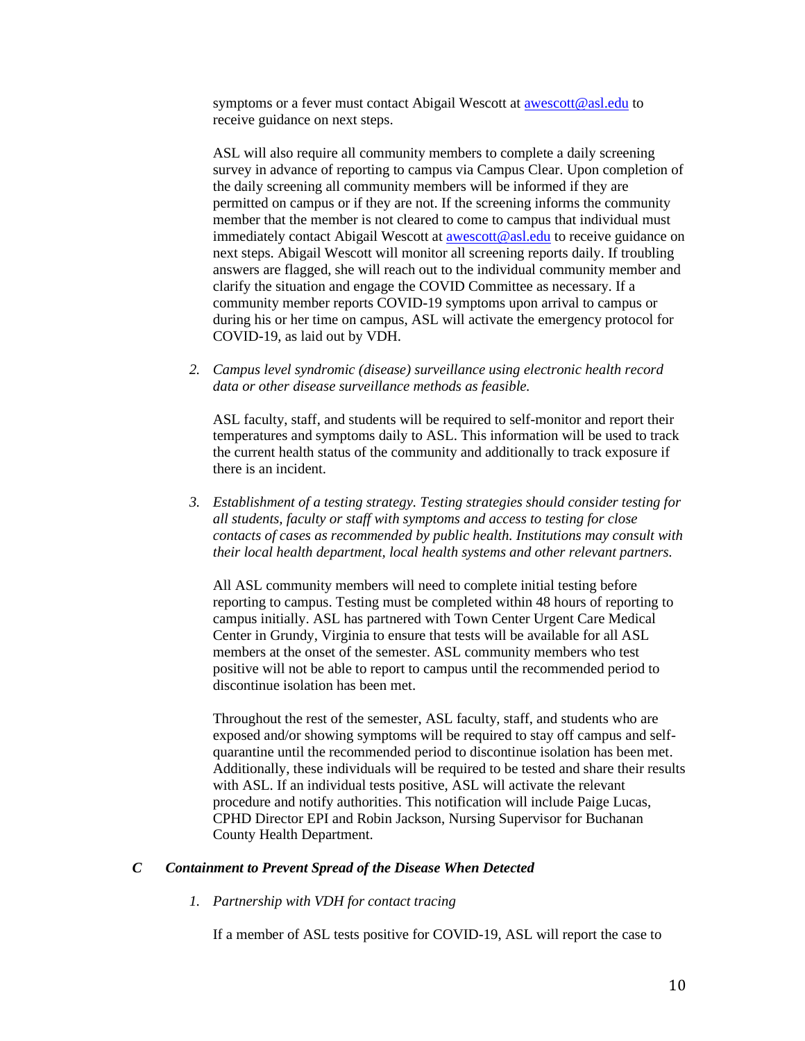symptoms or a fever must contact Abigail Wescott at [awescott@asl.edu](mailto:awescott@asl.edu) to receive guidance on next steps.

ASL will also require all community members to complete a daily screening survey in advance of reporting to campus via Campus Clear. Upon completion of the daily screening all community members will be informed if they are permitted on campus or if they are not. If the screening informs the community member that the member is not cleared to come to campus that individual must immediately contact Abigail Wescott at [awescott@asl.edu](mailto:awescott@asl.edu) to receive guidance on next steps. Abigail Wescott will monitor all screening reports daily. If troubling answers are flagged, she will reach out to the individual community member and clarify the situation and engage the COVID Committee as necessary. If a community member reports COVID-19 symptoms upon arrival to campus or during his or her time on campus, ASL will activate the emergency protocol for COVID-19, as laid out by VDH.

2. *Campus level syndromic (disease) surveillance using electronic health record data or other disease surveillance methods as feasible.*

   ASL faculty, staff, and students will be required to self-monitor and report their temperatures and symptoms daily to ASL. This information will be used to track the current health status of the community and additionally to track exposure if there is an incident.

3. *Establishment of a testing strategy. Testing strategies should consider testing for all students, faculty or staff with symptoms and access to testing for close contacts of cases as recommended by public health. Institutions may consult with their local health department, local health systems and other relevant partners.*

   All ASL community members will need to complete initial testing before reporting to campus. Testing must be completed within 48 hours of reporting to campus initially. ASL has partnered with Town Center Urgent Care Medical Center in Grundy, Virginia to ensure that tests will be available for all ASL members at the onset of the semester. ASL community members who test positive will not be able to report to campus until the recommended period to discontinue isolation has been met.

   Throughout the rest of the semester, ASL faculty, staff, and students who are exposed and/or showing symptoms will be required to stay off campus and self-quarantine until the recommended period to discontinue isolation has been met. Additionally, these individuals will be required to be tested and share their results with ASL. If an individual tests positive, ASL will activate the relevant procedure and notify authorities. This notification will include Paige Lucas, CPHD Director EPI and Robin Jackson, Nursing Supervisor for Buchanan County Health Department.

### *C Containment to Prevent Spread of the Disease When Detected*

1. *Partnership with VDH for contact tracing*

   If a member of ASL tests positive for COVID-19, ASL will report the case to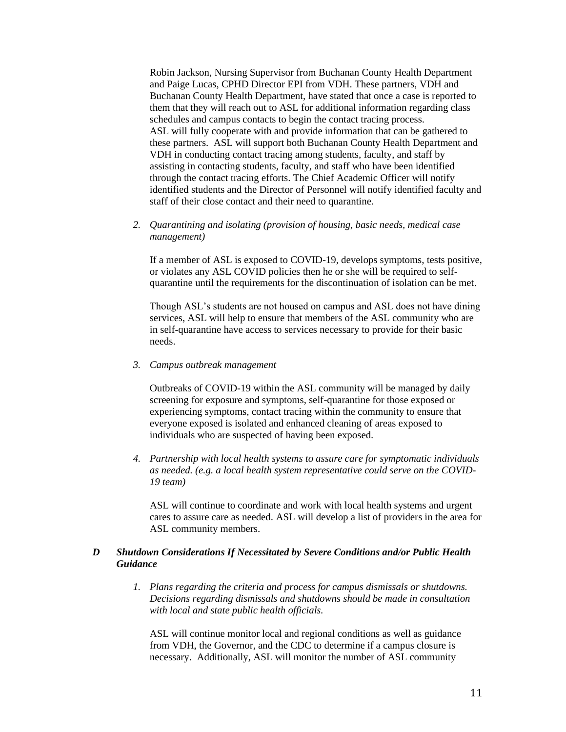Robin Jackson, Nursing Supervisor from Buchanan County Health Department and Paige Lucas, CPHD Director EPI from VDH. These partners, VDH and Buchanan County Health Department, have stated that once a case is reported to them that they will reach out to ASL for additional information regarding class schedules and campus contacts to begin the contact tracing process. ASL will fully cooperate with and provide information that can be gathered to these partners. ASL will support both Buchanan County Health Department and VDH in conducting contact tracing among students, faculty, and staff by assisting in contacting students, faculty, and staff who have been identified through the contact tracing efforts. The Chief Academic Officer will notify identified students and the Director of Personnel will notify identified faculty and staff of their close contact and their need to quarantine.

2. *Quarantining and isolating (provision of housing, basic needs, medical case management)*

   If a member of ASL is exposed to COVID-19, develops symptoms, tests positive, or violates any ASL COVID policies then he or she will be required to self-quarantine until the requirements for the discontinuation of isolation can be met.

   Though ASL's students are not housed on campus and ASL does not have dining services, ASL will help to ensure that members of the ASL community who are in self-quarantine have access to services necessary to provide for their basic needs.

3. *Campus outbreak management*

   Outbreaks of COVID-19 within the ASL community will be managed by daily screening for exposure and symptoms, self-quarantine for those exposed or experiencing symptoms, contact tracing within the community to ensure that everyone exposed is isolated and enhanced cleaning of areas exposed to individuals who are suspected of having been exposed.

4. *Partnership with local health systems to assure care for symptomatic individuals as needed. (e.g. a local health system representative could serve on the COVID-19 team)*

   ASL will continue to coordinate and work with local health systems and urgent cares to assure care as needed. ASL will develop a list of providers in the area for ASL community members.

### *D Shutdown Considerations If Necessitated by Severe Conditions and/or Public Health Guidance*

1. *Plans regarding the criteria and process for campus dismissals or shutdowns. Decisions regarding dismissals and shutdowns should be made in consultation with local and state public health officials.*

   ASL will continue monitor local and regional conditions as well as guidance from VDH, the Governor, and the CDC to determine if a campus closure is necessary. Additionally, ASL will monitor the number of ASL community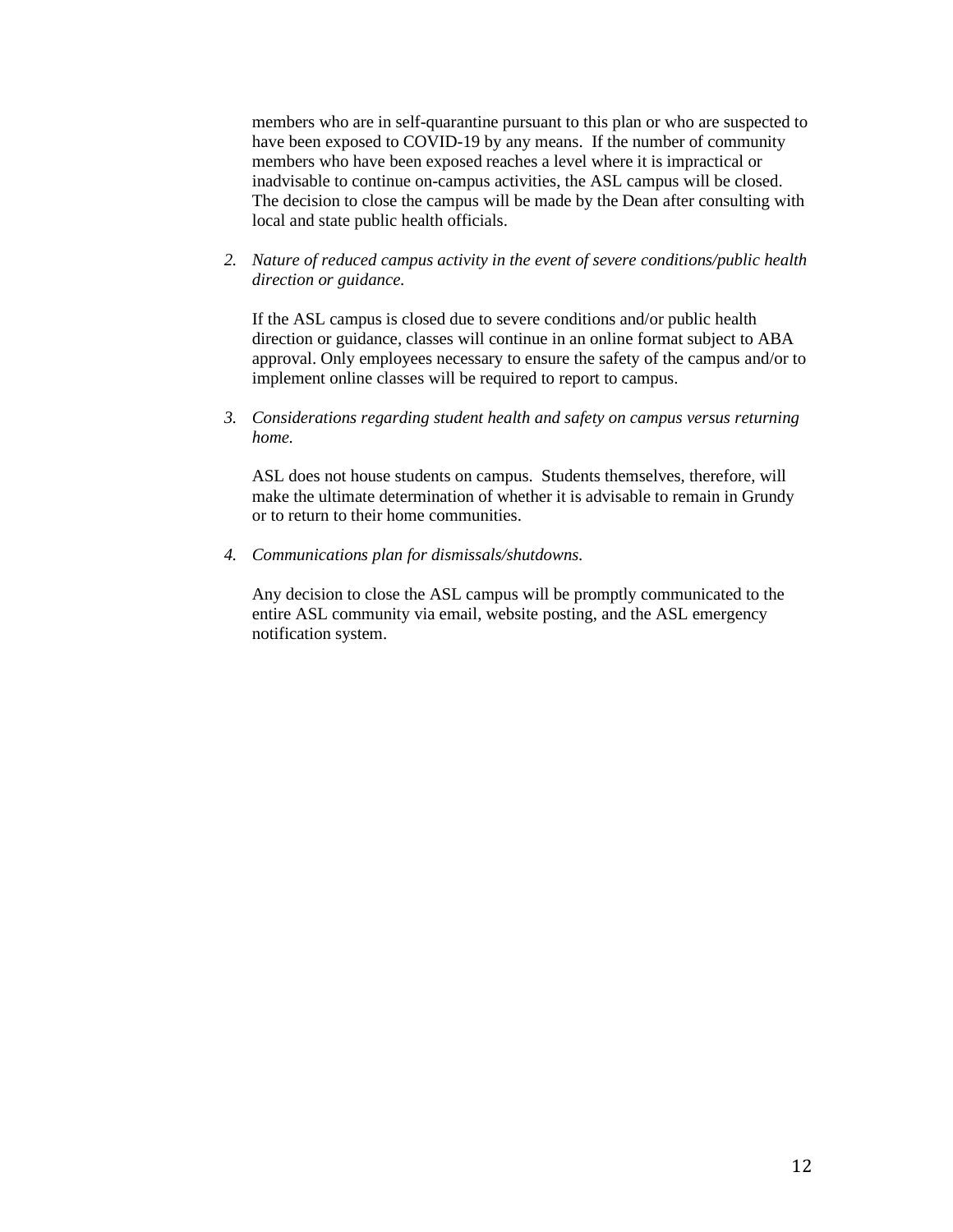members who are in self-quarantine pursuant to this plan or who are suspected to have been exposed to COVID-19 by any means. If the number of community members who have been exposed reaches a level where it is impractical or inadvisable to continue on-campus activities, the ASL campus will be closed. The decision to close the campus will be made by the Dean after consulting with local and state public health officials.

2. *Nature of reduced campus activity in the event of severe conditions/public health direction or guidance.*

   If the ASL campus is closed due to severe conditions and/or public health direction or guidance, classes will continue in an online format subject to ABA approval. Only employees necessary to ensure the safety of the campus and/or to implement online classes will be required to report to campus.

3. *Considerations regarding student health and safety on campus versus returning home.*

   ASL does not house students on campus. Students themselves, therefore, will make the ultimate determination of whether it is advisable to remain in Grundy or to return to their home communities.

4. *Communications plan for dismissals/shutdowns.*

   Any decision to close the ASL campus will be promptly communicated to the entire ASL community via email, website posting, and the ASL emergency notification system.